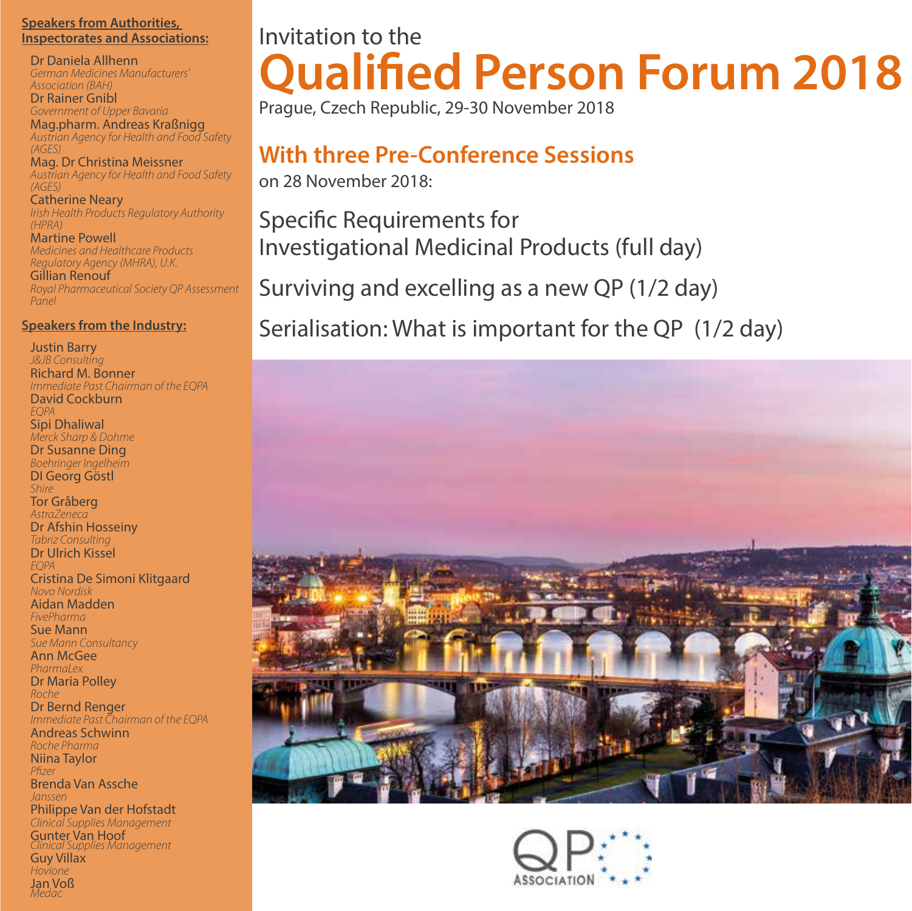Invitation to the

# Qualified Person Forum 2018

Prague, Czech Republic, 29-30 November 2018

## With three Pre-Conference Sessions

on 28 November 2018:

Specific Requirements for Investigational Medicinal Products (full day)

Surviving and excelling as a new QP (1/2 day)

Serialisation: What is important for the QP (1/2 day)

QP ASSOCIATION

**Speakers from Authorities, Inspectorates and Associations:**

Dr Daniela Allhenn
*German Medicines Manufacturers' Association (BAH)*

Dr Rainer Gnibl
*Government of Upper Bavaria*

Mag.pharm. Andreas Kraßnigg
*Austrian Agency for Health and Food Safety (AGES)*

Mag. Dr Christina Meissner
*Austrian Agency for Health and Food Safety (AGES)*

Catherine Neary
*Irish Health Products Regulatory Authority (HPRA)*

Martine Powell
*Medicines and Healthcare Products Regulatory Agency (MHRA), U.K.*

Gillian Renouf
*Royal Pharmaceutical Society QP Assessment Panel*

**Speakers from the Industry:**

Justin Barry
*J&JB Consulting*

Richard M. Bonner
*Immediate Past Chairman of the EQPA*

David Cockburn
*EQPA*

Sipi Dhaliwal
*Merck Sharp & Dohme*

Dr Susanne Ding
*Boehringer Ingelheim*

DI Georg Göstl
*Shire*

Tor Gråberg
*AstraZeneca*

Dr Afshin Hosseiny
*Tabriz Consulting*

Dr Ulrich Kissel
*EQPA*

Cristina De Simoni Klitgaard
*Novo Nordisk*

Aidan Madden
*FivePharma*

Sue Mann
*Sue Mann Consultancy*

Ann McGee
*PharmaLex*

Dr Maria Polley
*Roche*

Dr Bernd Renger
*Immediate Past Chairman of the EQPA*

Andreas Schwinn
*Roche Pharma*

Niina Taylor
*Pfizer*

Brenda Van Assche
*Janssen*

Philippe Van der Hofstadt
*Clinical Supplies Management*

Gunter Van Hoof
*Clinical Supplies Management*

Guy Villax
*Hovione*

Jan Voß
*Medac*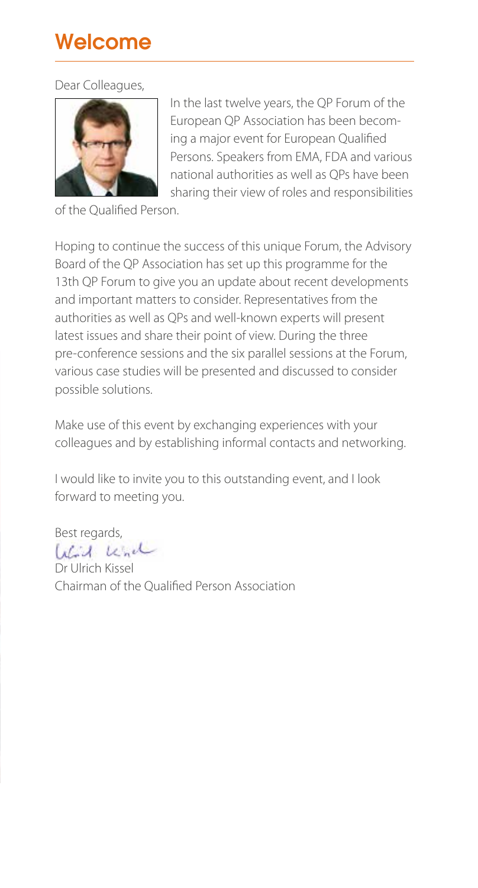# Welcome

Dear Colleagues,

In the last twelve years, the QP Forum of the European QP Association has been becoming a major event for European Qualified Persons. Speakers from EMA, FDA and various national authorities as well as QPs have been sharing their view of roles and responsibilities of the Qualified Person.

Hoping to continue the success of this unique Forum, the Advisory Board of the QP Association has set up this programme for the 13th QP Forum to give you an update about recent developments and important matters to consider. Representatives from the authorities as well as QPs and well-known experts will present latest issues and share their point of view. During the three pre-conference sessions and the six parallel sessions at the Forum, various case studies will be presented and discussed to consider possible solutions.

Make use of this event by exchanging experiences with your colleagues and by establishing informal contacts and networking.

I would like to invite you to this outstanding event, and I look forward to meeting you.

Best regards,

Dr Ulrich Kissel
Chairman of the Qualified Person Association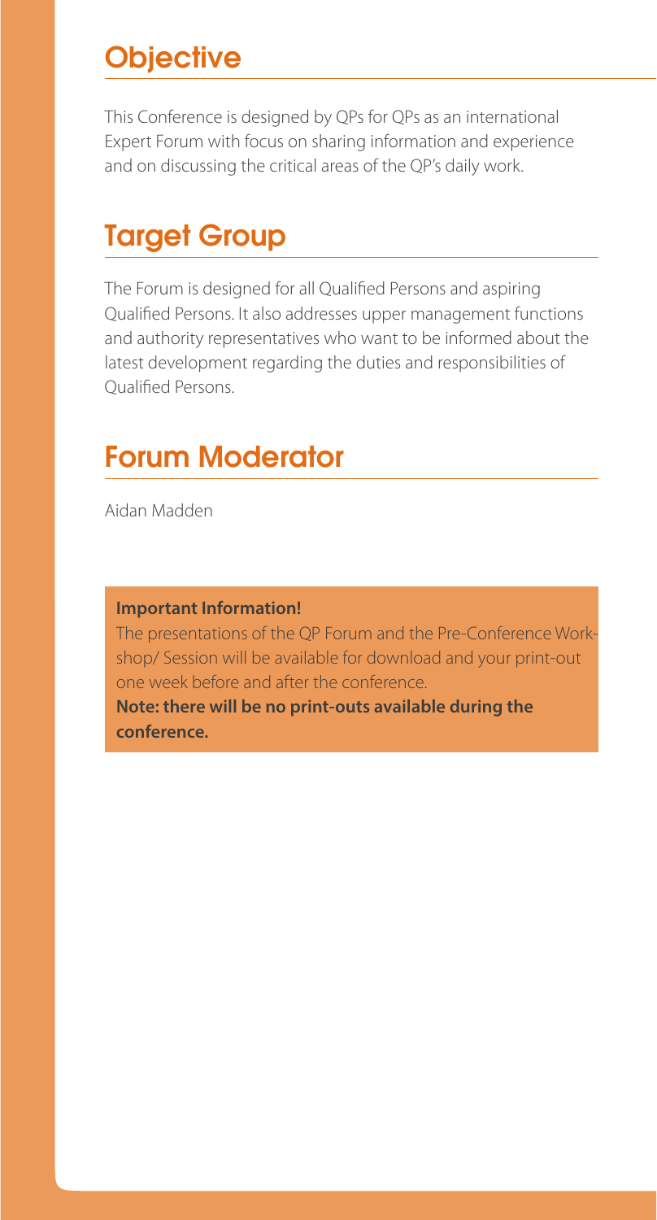## Objective

This Conference is designed by QPs for QPs as an international Expert Forum with focus on sharing information and experience and on discussing the critical areas of the QP's daily work.

## Target Group

The Forum is designed for all Qualified Persons and aspiring Qualified Persons. It also addresses upper management functions and authority representatives who want to be informed about the latest development regarding the duties and responsibilities of Qualified Persons.

## Forum Moderator

Aidan Madden

**Important Information!**

The presentations of the QP Forum and the Pre-Conference Workshop/ Session will be available for download and your print-out one week before and after the conference.

**Note: there will be no print-outs available during the conference.**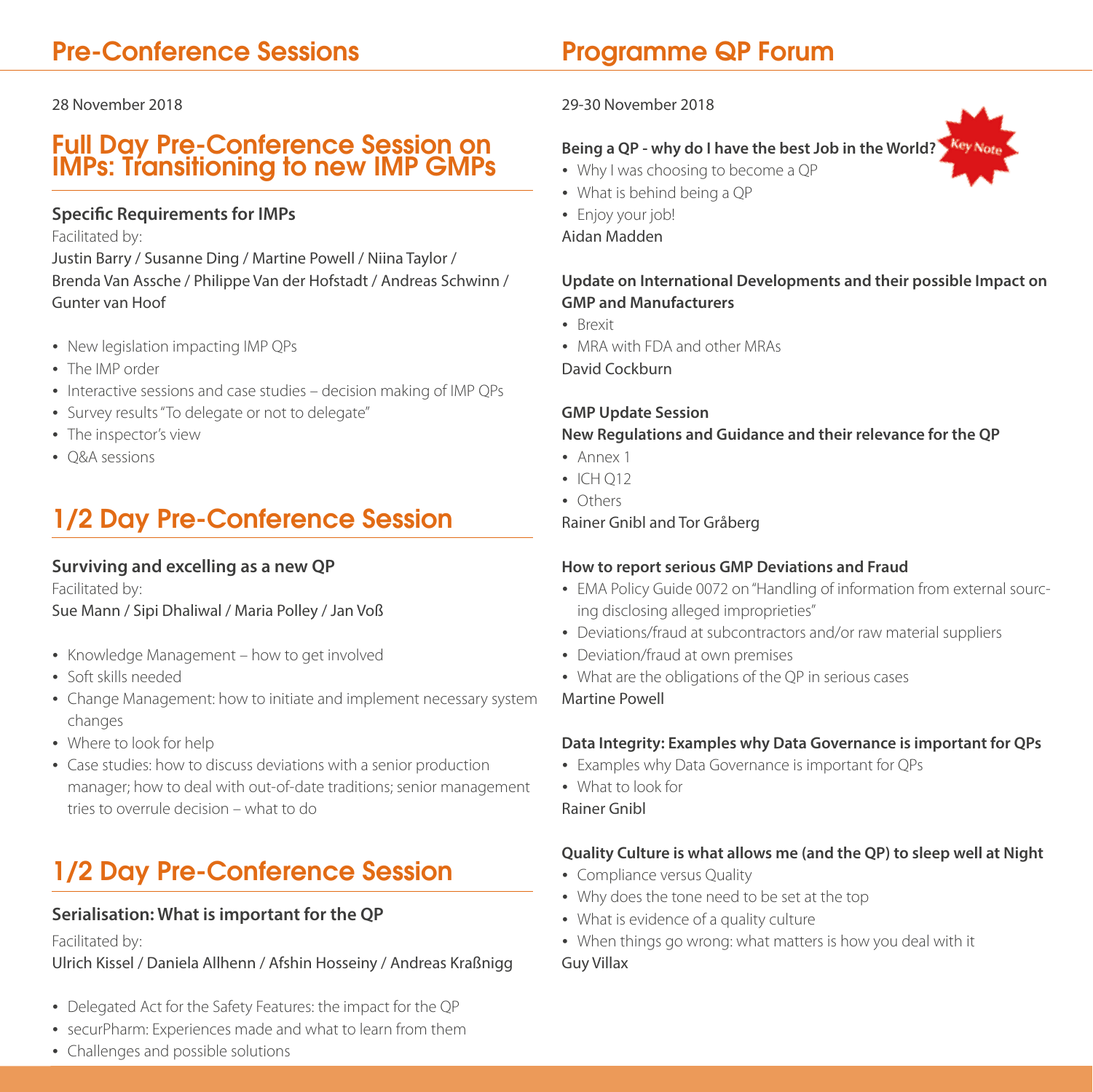# Pre-Conference Sessions

28 November 2018

## Full Day Pre-Conference Session on IMPs: Transitioning to new IMP GMPs

**Specific Requirements for IMPs**

Facilitated by:

Justin Barry / Susanne Ding / Martine Powell / Niina Taylor / Brenda Van Assche / Philippe Van der Hofstadt / Andreas Schwinn / Gunter van Hoof

- New legislation impacting IMP QPs
- The IMP order
- Interactive sessions and case studies – decision making of IMP QPs
- Survey results "To delegate or not to delegate"
- The inspector's view
- Q&A sessions

## 1/2 Day Pre-Conference Session

**Surviving and excelling as a new QP**

Facilitated by:

Sue Mann / Sipi Dhaliwal / Maria Polley / Jan Voß

- Knowledge Management – how to get involved
- Soft skills needed
- Change Management: how to initiate and implement necessary system changes
- Where to look for help
- Case studies: how to discuss deviations with a senior production manager; how to deal with out-of-date traditions; senior management tries to overrule decision – what to do

## 1/2 Day Pre-Conference Session

**Serialisation: What is important for the QP**

Facilitated by:

Ulrich Kissel / Daniela Allhenn / Afshin Hosseiny / Andreas Kraßnigg

- Delegated Act for the Safety Features: the impact for the QP
- securPharm: Experiences made and what to learn from them
- Challenges and possible solutions

# Programme QP Forum

29-30 November 2018

**Being a QP - why do I have the best Job in the World?** *Key Note*

- Why I was choosing to become a QP
- What is behind being a QP
- Enjoy your job!

Aidan Madden

**Update on International Developments and their possible Impact on GMP and Manufacturers**

- Brexit
- MRA with FDA and other MRAs

David Cockburn

**GMP Update Session**

**New Regulations and Guidance and their relevance for the QP**

- Annex 1
- ICH Q12
- Others

Rainer Gnibl and Tor Gråberg

**How to report serious GMP Deviations and Fraud**

- EMA Policy Guide 0072 on "Handling of information from external sourcing disclosing alleged improprieties"
- Deviations/fraud at subcontractors and/or raw material suppliers
- Deviation/fraud at own premises
- What are the obligations of the QP in serious cases

Martine Powell

**Data Integrity: Examples why Data Governance is important for QPs**

- Examples why Data Governance is important for QPs
- What to look for

Rainer Gnibl

**Quality Culture is what allows me (and the QP) to sleep well at Night**

- Compliance versus Quality
- Why does the tone need to be set at the top
- What is evidence of a quality culture
- When things go wrong: what matters is how you deal with it

Guy Villax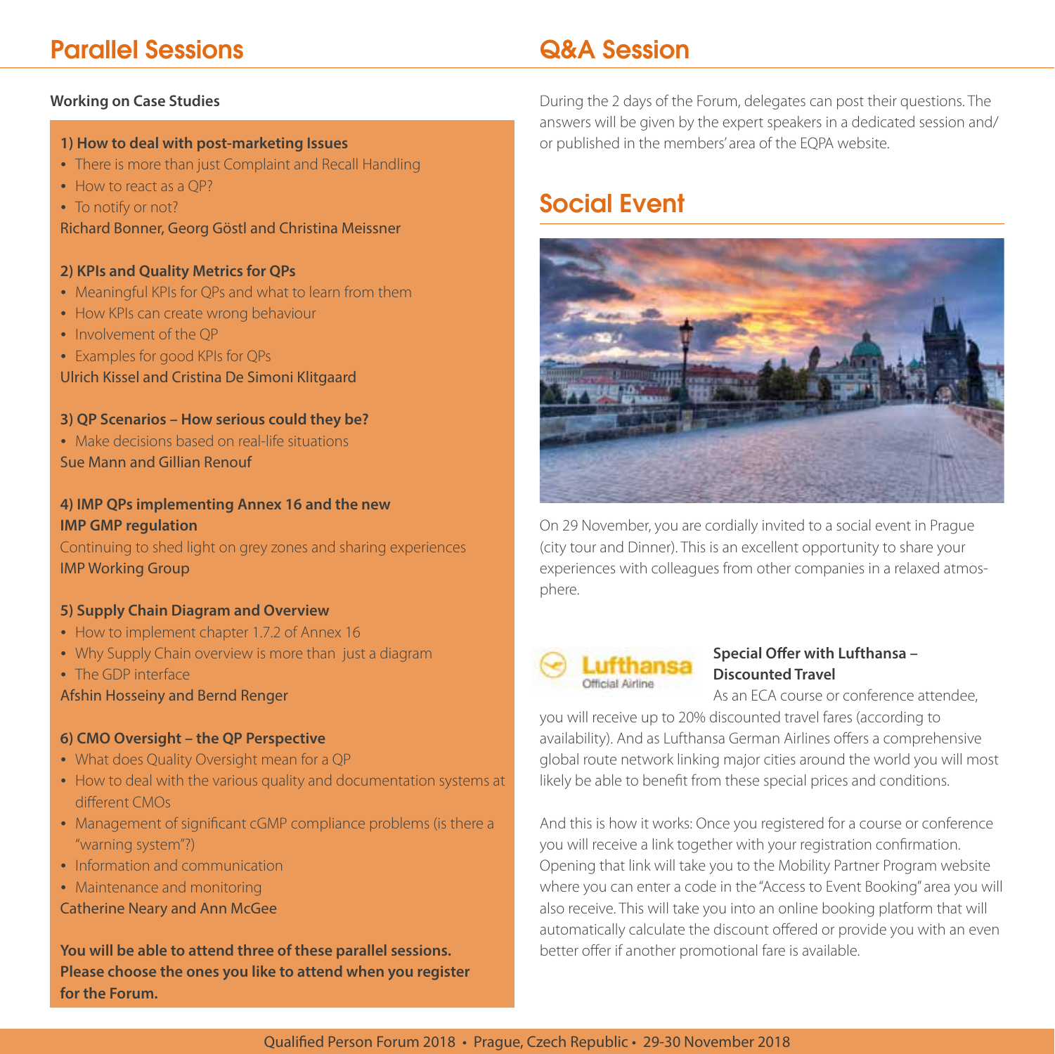## Parallel Sessions

**Working on Case Studies**

**1) How to deal with post-marketing Issues**

- There is more than just Complaint and Recall Handling
- How to react as a QP?
- To notify or not?

Richard Bonner, Georg Göstl and Christina Meissner

**2) KPIs and Quality Metrics for QPs**

- Meaningful KPIs for QPs and what to learn from them
- How KPIs can create wrong behaviour
- Involvement of the QP
- Examples for good KPIs for QPs

Ulrich Kissel and Cristina De Simoni Klitgaard

**3) QP Scenarios – How serious could they be?**

- Make decisions based on real-life situations

Sue Mann and Gillian Renouf

**4) IMP QPs implementing Annex 16 and the new IMP GMP regulation**

Continuing to shed light on grey zones and sharing experiences

IMP Working Group

**5) Supply Chain Diagram and Overview**

- How to implement chapter 1.7.2 of Annex 16
- Why Supply Chain overview is more than just a diagram
- The GDP interface

Afshin Hosseiny and Bernd Renger

**6) CMO Oversight – the QP Perspective**

- What does Quality Oversight mean for a QP
- How to deal with the various quality and documentation systems at different CMOs
- Management of significant cGMP compliance problems (is there a "warning system"?)
- Information and communication
- Maintenance and monitoring

Catherine Neary and Ann McGee

**You will be able to attend three of these parallel sessions. Please choose the ones you like to attend when you register for the Forum.**

## Q&A Session

During the 2 days of the Forum, delegates can post their questions. The answers will be given by the expert speakers in a dedicated session and/or published in the members' area of the EQPA website.

## Social Event

On 29 November, you are cordially invited to a social event in Prague (city tour and Dinner). This is an excellent opportunity to share your experiences with colleagues from other companies in a relaxed atmosphere.

Lufthansa Official Airline

**Special Offer with Lufthansa – Discounted Travel**

As an ECA course or conference attendee, you will receive up to 20% discounted travel fares (according to availability). And as Lufthansa German Airlines offers a comprehensive global route network linking major cities around the world you will most likely be able to benefit from these special prices and conditions.

And this is how it works: Once you registered for a course or conference you will receive a link together with your registration confirmation. Opening that link will take you to the Mobility Partner Program website where you can enter a code in the "Access to Event Booking" area you will also receive. This will take you into an online booking platform that will automatically calculate the discount offered or provide you with an even better offer if another promotional fare is available.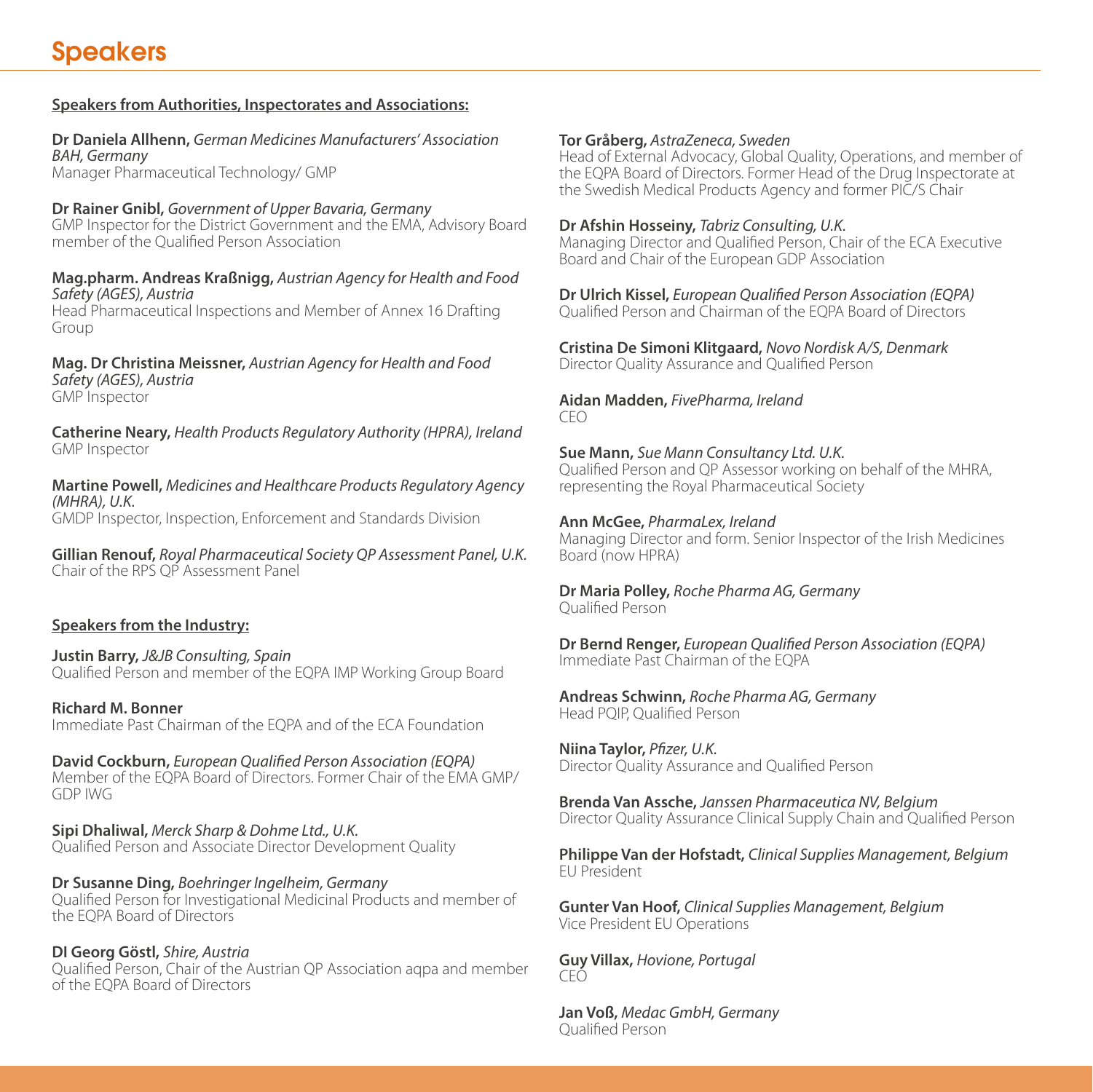# Speakers

**Speakers from Authorities, Inspectorates and Associations:**

**Dr Daniela Allhenn,** *German Medicines Manufacturers' Association BAH, Germany*
Manager Pharmaceutical Technology/ GMP

**Dr Rainer Gnibl,** *Government of Upper Bavaria, Germany*
GMP Inspector for the District Government and the EMA, Advisory Board member of the Qualified Person Association

**Mag.pharm. Andreas Kraßnigg,** *Austrian Agency for Health and Food Safety (AGES), Austria*
Head Pharmaceutical Inspections and Member of Annex 16 Drafting Group

**Mag. Dr Christina Meissner,** *Austrian Agency for Health and Food Safety (AGES), Austria*
GMP Inspector

**Catherine Neary,** *Health Products Regulatory Authority (HPRA), Ireland*
GMP Inspector

**Martine Powell,** *Medicines and Healthcare Products Regulatory Agency (MHRA), U.K.*
GMDP Inspector, Inspection, Enforcement and Standards Division

**Gillian Renouf,** *Royal Pharmaceutical Society QP Assessment Panel, U.K.*
Chair of the RPS QP Assessment Panel

**Speakers from the Industry:**

**Justin Barry,** *J&JB Consulting, Spain*
Qualified Person and member of the EQPA IMP Working Group Board

**Richard M. Bonner**
Immediate Past Chairman of the EQPA and of the ECA Foundation

**David Cockburn,** *European Qualified Person Association (EQPA)*
Member of the EQPA Board of Directors. Former Chair of the EMA GMP/ GDP IWG

**Sipi Dhaliwal,** *Merck Sharp & Dohme Ltd., U.K.*
Qualified Person and Associate Director Development Quality

**Dr Susanne Ding,** *Boehringer Ingelheim, Germany*
Qualified Person for Investigational Medicinal Products and member of the EQPA Board of Directors

**DI Georg Göstl,** *Shire, Austria*
Qualified Person, Chair of the Austrian QP Association aqpa and member of the EQPA Board of Directors

**Tor Gråberg,** *AstraZeneca, Sweden*
Head of External Advocacy, Global Quality, Operations, and member of the EQPA Board of Directors. Former Head of the Drug Inspectorate at the Swedish Medical Products Agency and former PIC/S Chair

**Dr Afshin Hosseiny,** *Tabriz Consulting, U.K.*
Managing Director and Qualified Person, Chair of the ECA Executive Board and Chair of the European GDP Association

**Dr Ulrich Kissel,** *European Qualified Person Association (EQPA)*
Qualified Person and Chairman of the EQPA Board of Directors

**Cristina De Simoni Klitgaard,** *Novo Nordisk A/S, Denmark*
Director Quality Assurance and Qualified Person

**Aidan Madden,** *FivePharma, Ireland*
CEO

**Sue Mann,** *Sue Mann Consultancy Ltd. U.K.*
Qualified Person and QP Assessor working on behalf of the MHRA, representing the Royal Pharmaceutical Society

**Ann McGee,** *PharmaLex, Ireland*
Managing Director and form. Senior Inspector of the Irish Medicines Board (now HPRA)

**Dr Maria Polley,** *Roche Pharma AG, Germany*
Qualified Person

**Dr Bernd Renger,** *European Qualified Person Association (EQPA)*
Immediate Past Chairman of the EQPA

**Andreas Schwinn,** *Roche Pharma AG, Germany*
Head PQIP, Qualified Person

**Niina Taylor,** *Pfizer, U.K.*
Director Quality Assurance and Qualified Person

**Brenda Van Assche,** *Janssen Pharmaceutica NV, Belgium*
Director Quality Assurance Clinical Supply Chain and Qualified Person

**Philippe Van der Hofstadt,** *Clinical Supplies Management, Belgium*
EU President

**Gunter Van Hoof,** *Clinical Supplies Management, Belgium*
Vice President EU Operations

**Guy Villax,** *Hovione, Portugal*
CEO

**Jan Voß,** *Medac GmbH, Germany*
Qualified Person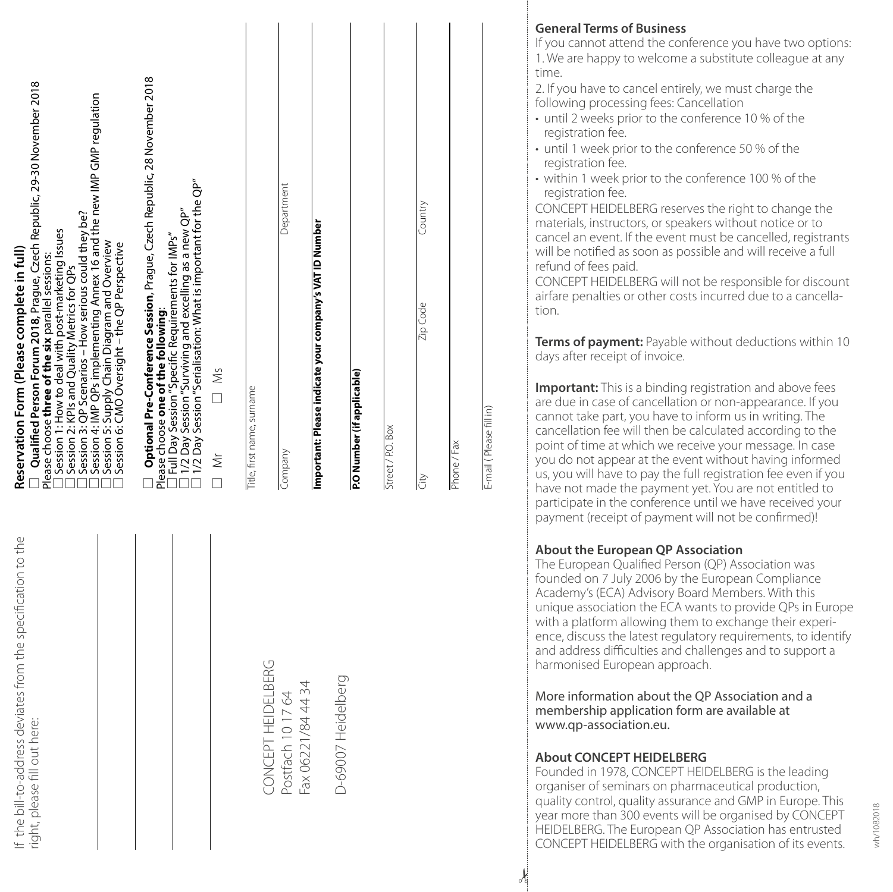If the bill-to-address deviates from the specification to the right, please fill out here:

CONCEPT HEIDELBERG
Postfach 10 17 64
Fax 06221/84 44 34

D-69007 Heidelberg

## Reservation Form (Please complete in full)

☐ **Qualified Person Forum 2018,** Prague, Czech Republic, 29-30 November 2018
Please choose **three of the six** parallel sessions:
☐ Session 1: How to deal with post-marketing Issues
☐ Session 2: KPIs and Quality Metrics for QPs
☐ Session 3: QP Scenarios – How serious could they be?
☐ Session 4: IMP QPs implementing Annex 16 and the new IMP GMP regulation
☐ Session 5: Supply Chain Diagram and Overview
☐ Session 6: CMO Oversight – the QP Perspective

☐ **Optional Pre-Conference Session**, Prague, Czech Republic, 28 November 2018
Please choose **one of the following**:
☐ Full Day Session "Specific Requirements for IMPs"
☐ 1/2 Day Session "Surviving and excelling as a new QP"
☐ 1/2 Day Session "Serialisation: What is important for the QP"

☐ Mr ☐ Ms

Title, first name, surname

Company | Department

**Important: Please indicate your company's VAT ID Number**

**P.O Number (if applicable)**

Street / P.O. Box

City | Zip Code | Country

Phone / Fax

E-mail (Please fill in)

## General Terms of Business

If you cannot attend the conference you have two options:
1. We are happy to welcome a substitute colleague at any time.
2. If you have to cancel entirely, we must charge the following processing fees: Cancellation

- until 2 weeks prior to the conference 10 % of the registration fee.
- until 1 week prior to the conference 50 % of the registration fee.
- within 1 week prior to the conference 100 % of the registration fee.

CONCEPT HEIDELBERG reserves the right to change the materials, instructors, or speakers without notice or to cancel an event. If the event must be cancelled, registrants will be notified as soon as possible and will receive a full refund of fees paid.
CONCEPT HEIDELBERG will not be responsible for discount airfare penalties or other costs incurred due to a cancellation.

**Terms of payment:** Payable without deductions within 10 days after receipt of invoice.

**Important:** This is a binding registration and above fees are due in case of cancellation or non-appearance. If you cannot take part, you have to inform us in writing. The cancellation fee will then be calculated according to the point of time at which we receive your message. In case you do not appear at the event without having informed us, you will have to pay the full registration fee even if you have not made the payment yet. You are not entitled to participate in the conference until we have received your payment (receipt of payment will not be confirmed)!

## About the European QP Association

The European Qualified Person (QP) Association was founded on 7 July 2006 by the European Compliance Academy's (ECA) Advisory Board Members. With this unique association the ECA wants to provide QPs in Europe with a platform allowing them to exchange their experience, discuss the latest regulatory requirements, to identify and address difficulties and challenges and to support a harmonised European approach.

More information about the QP Association and a membership application form are available at www.qp-association.eu.

## About CONCEPT HEIDELBERG

Founded in 1978, CONCEPT HEIDELBERG is the leading organiser of seminars on pharmaceutical production, quality control, quality assurance and GMP in Europe. This year more than 300 events will be organised by CONCEPT HEIDELBERG. The European QP Association has entrusted CONCEPT HEIDELBERG with the organisation of its events.

wh/1082018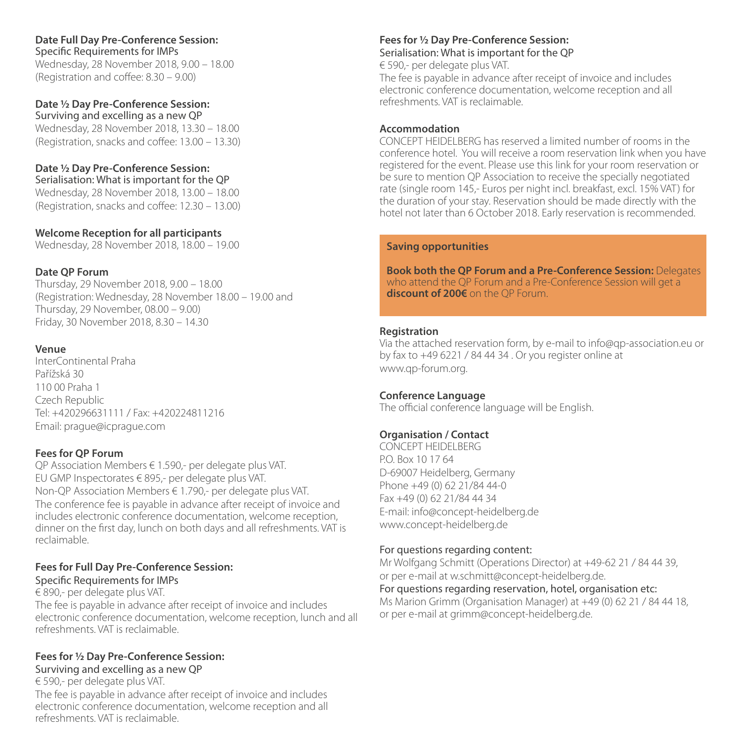**Date Full Day Pre-Conference Session:**
Specific Requirements for IMPs
Wednesday, 28 November 2018, 9.00 – 18.00
(Registration and coffee: 8.30 – 9.00)

**Date ½ Day Pre-Conference Session:**
Surviving and excelling as a new QP
Wednesday, 28 November 2018, 13.30 – 18.00
(Registration, snacks and coffee: 13.00 – 13.30)

**Date ½ Day Pre-Conference Session:**
Serialisation: What is important for the QP
Wednesday, 28 November 2018, 13.00 – 18.00
(Registration, snacks and coffee: 12.30 – 13.00)

**Welcome Reception for all participants**
Wednesday, 28 November 2018, 18.00 – 19.00

**Date QP Forum**
Thursday, 29 November 2018, 9.00 – 18.00
(Registration: Wednesday, 28 November 18.00 – 19.00 and Thursday, 29 November, 08.00 – 9.00)
Friday, 30 November 2018, 8.30 – 14.30

**Venue**
InterContinental Praha
Pařížská 30
110 00 Praha 1
Czech Republic
Tel: +420296631111 / Fax: +420224811216
Email: prague@icprague.com

**Fees for QP Forum**
QP Association Members € 1.590,- per delegate plus VAT.
EU GMP Inspectorates € 895,- per delegate plus VAT.
Non-QP Association Members € 1.790,- per delegate plus VAT.
The conference fee is payable in advance after receipt of invoice and includes electronic conference documentation, welcome reception, dinner on the first day, lunch on both days and all refreshments. VAT is reclaimable.

**Fees for Full Day Pre-Conference Session:**
Specific Requirements for IMPs
€ 890,- per delegate plus VAT.
The fee is payable in advance after receipt of invoice and includes electronic conference documentation, welcome reception, lunch and all refreshments. VAT is reclaimable.

**Fees for ½ Day Pre-Conference Session:**
Surviving and excelling as a new QP
€ 590,- per delegate plus VAT.
The fee is payable in advance after receipt of invoice and includes electronic conference documentation, welcome reception and all refreshments. VAT is reclaimable.

**Fees for ½ Day Pre-Conference Session:**
Serialisation: What is important for the QP
€ 590,- per delegate plus VAT.
The fee is payable in advance after receipt of invoice and includes electronic conference documentation, welcome reception and all refreshments. VAT is reclaimable.

**Accommodation**
CONCEPT HEIDELBERG has reserved a limited number of rooms in the conference hotel. You will receive a room reservation link when you have registered for the event. Please use this link for your room reservation or be sure to mention QP Association to receive the specially negotiated rate (single room 145,- Euros per night incl. breakfast, excl. 15% VAT) for the duration of your stay. Reservation should be made directly with the hotel not later than 6 October 2018. Early reservation is recommended.

**Saving opportunities**

**Book both the QP Forum and a Pre-Conference Session:** Delegates who attend the QP Forum and a Pre-Conference Session will get a **discount of 200€** on the QP Forum.

**Registration**
Via the attached reservation form, by e-mail to info@qp-association.eu or by fax to +49 6221 / 84 44 34 . Or you register online at www.qp-forum.org.

**Conference Language**
The official conference language will be English.

**Organisation / Contact**
CONCEPT HEIDELBERG
P.O. Box 10 17 64
D-69007 Heidelberg, Germany
Phone +49 (0) 62 21/84 44-0
Fax +49 (0) 62 21/84 44 34
E-mail: info@concept-heidelberg.de
www.concept-heidelberg.de

For questions regarding content:
Mr Wolfgang Schmitt (Operations Director) at +49-62 21 / 84 44 39, or per e-mail at w.schmitt@concept-heidelberg.de.
For questions regarding reservation, hotel, organisation etc:
Ms Marion Grimm (Organisation Manager) at +49 (0) 62 21 / 84 44 18, or per e-mail at grimm@concept-heidelberg.de.